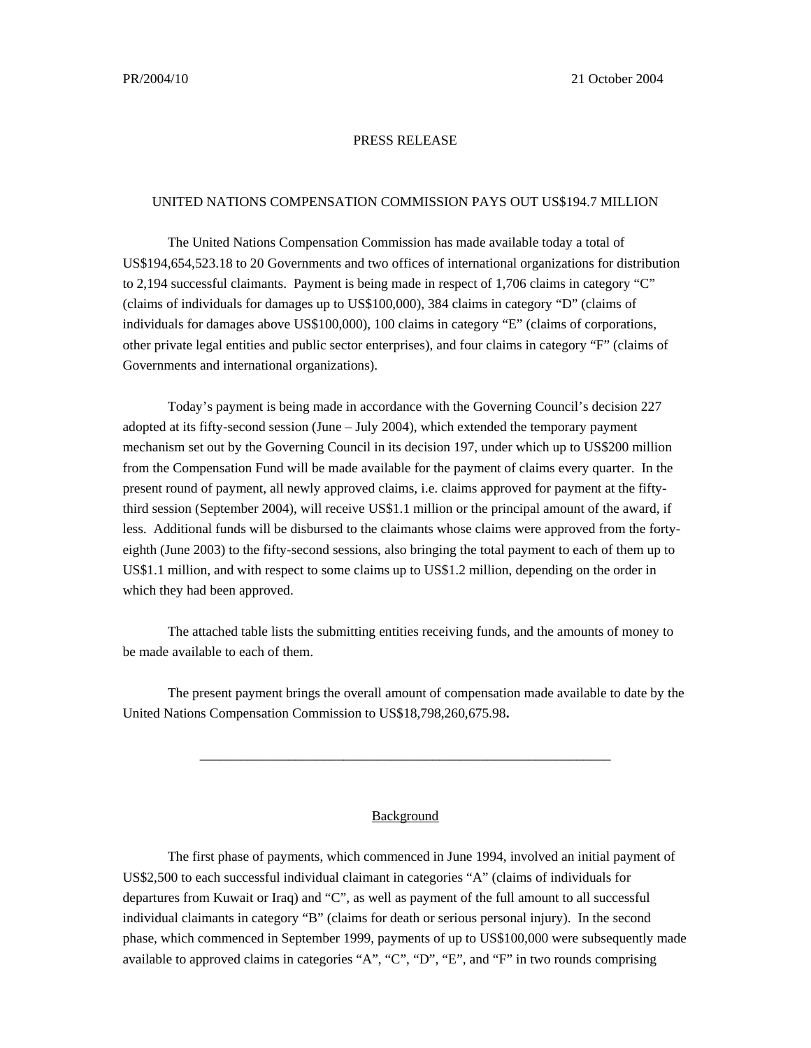PR/2004/10 21 October 2004

PRESS RELEASE

UNITED NATIONS COMPENSATION COMMISSION PAYS OUT US$194.7 MILLION

The United Nations Compensation Commission has made available today a total of US$194,654,523.18 to 20 Governments and two offices of international organizations for distribution to 2,194 successful claimants. Payment is being made in respect of 1,706 claims in category "C" (claims of individuals for damages up to US$100,000), 384 claims in category "D" (claims of individuals for damages above US$100,000), 100 claims in category "E" (claims of corporations, other private legal entities and public sector enterprises), and four claims in category "F" (claims of Governments and international organizations).

Today's payment is being made in accordance with the Governing Council's decision 227 adopted at its fifty-second session (June – July 2004), which extended the temporary payment mechanism set out by the Governing Council in its decision 197, under which up to US$200 million from the Compensation Fund will be made available for the payment of claims every quarter. In the present round of payment, all newly approved claims, i.e. claims approved for payment at the fifty-third session (September 2004), will receive US$1.1 million or the principal amount of the award, if less. Additional funds will be disbursed to the claimants whose claims were approved from the forty-eighth (June 2003) to the fifty-second sessions, also bringing the total payment to each of them up to US$1.1 million, and with respect to some claims up to US$1.2 million, depending on the order in which they had been approved.

The attached table lists the submitting entities receiving funds, and the amounts of money to be made available to each of them.

The present payment brings the overall amount of compensation made available to date by the United Nations Compensation Commission to US$18,798,260,675.98**.**

---

## Background

The first phase of payments, which commenced in June 1994, involved an initial payment of US$2,500 to each successful individual claimant in categories "A" (claims of individuals for departures from Kuwait or Iraq) and "C", as well as payment of the full amount to all successful individual claimants in category "B" (claims for death or serious personal injury). In the second phase, which commenced in September 1999, payments of up to US$100,000 were subsequently made available to approved claims in categories "A", "C", "D", "E", and "F" in two rounds comprising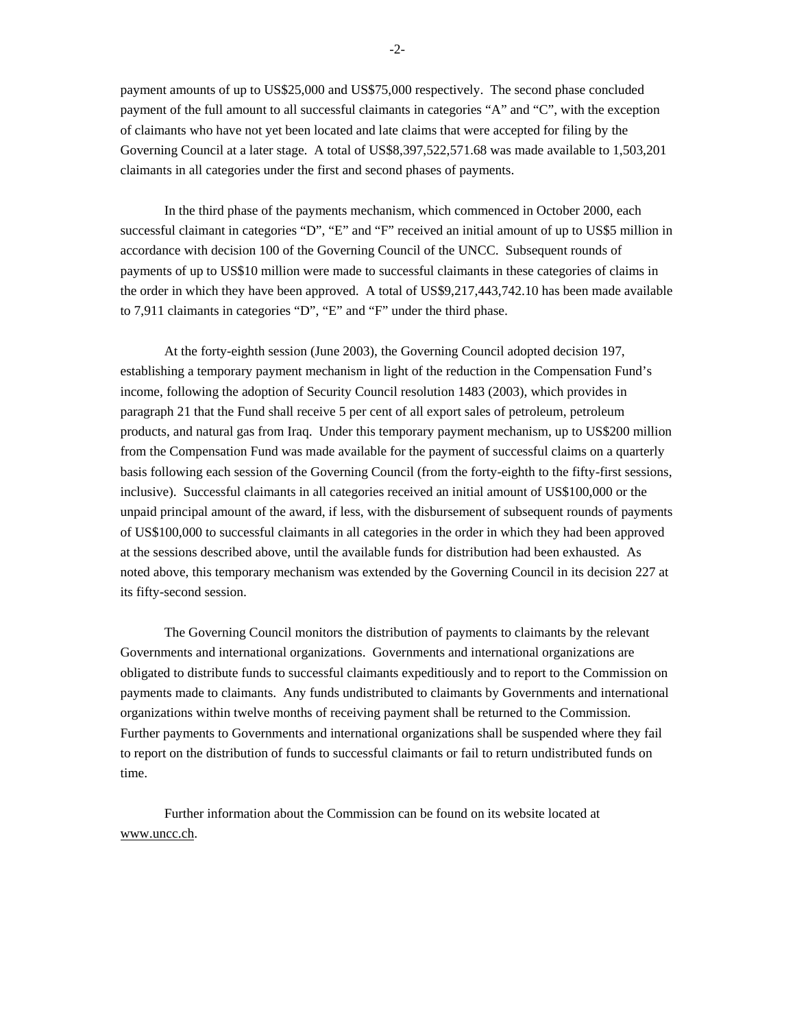payment amounts of up to US$25,000 and US$75,000 respectively. The second phase concluded payment of the full amount to all successful claimants in categories "A" and "C", with the exception of claimants who have not yet been located and late claims that were accepted for filing by the Governing Council at a later stage. A total of US$8,397,522,571.68 was made available to 1,503,201 claimants in all categories under the first and second phases of payments.

In the third phase of the payments mechanism, which commenced in October 2000, each successful claimant in categories "D", "E" and "F" received an initial amount of up to US$5 million in accordance with decision 100 of the Governing Council of the UNCC. Subsequent rounds of payments of up to US$10 million were made to successful claimants in these categories of claims in the order in which they have been approved. A total of US$9,217,443,742.10 has been made available to 7,911 claimants in categories "D", "E" and "F" under the third phase.

At the forty-eighth session (June 2003), the Governing Council adopted decision 197, establishing a temporary payment mechanism in light of the reduction in the Compensation Fund's income, following the adoption of Security Council resolution 1483 (2003), which provides in paragraph 21 that the Fund shall receive 5 per cent of all export sales of petroleum, petroleum products, and natural gas from Iraq. Under this temporary payment mechanism, up to US$200 million from the Compensation Fund was made available for the payment of successful claims on a quarterly basis following each session of the Governing Council (from the forty-eighth to the fifty-first sessions, inclusive). Successful claimants in all categories received an initial amount of US$100,000 or the unpaid principal amount of the award, if less, with the disbursement of subsequent rounds of payments of US$100,000 to successful claimants in all categories in the order in which they had been approved at the sessions described above, until the available funds for distribution had been exhausted. As noted above, this temporary mechanism was extended by the Governing Council in its decision 227 at its fifty-second session.

The Governing Council monitors the distribution of payments to claimants by the relevant Governments and international organizations. Governments and international organizations are obligated to distribute funds to successful claimants expeditiously and to report to the Commission on payments made to claimants. Any funds undistributed to claimants by Governments and international organizations within twelve months of receiving payment shall be returned to the Commission. Further payments to Governments and international organizations shall be suspended where they fail to report on the distribution of funds to successful claimants or fail to return undistributed funds on time.

Further information about the Commission can be found on its website located at www.uncc.ch.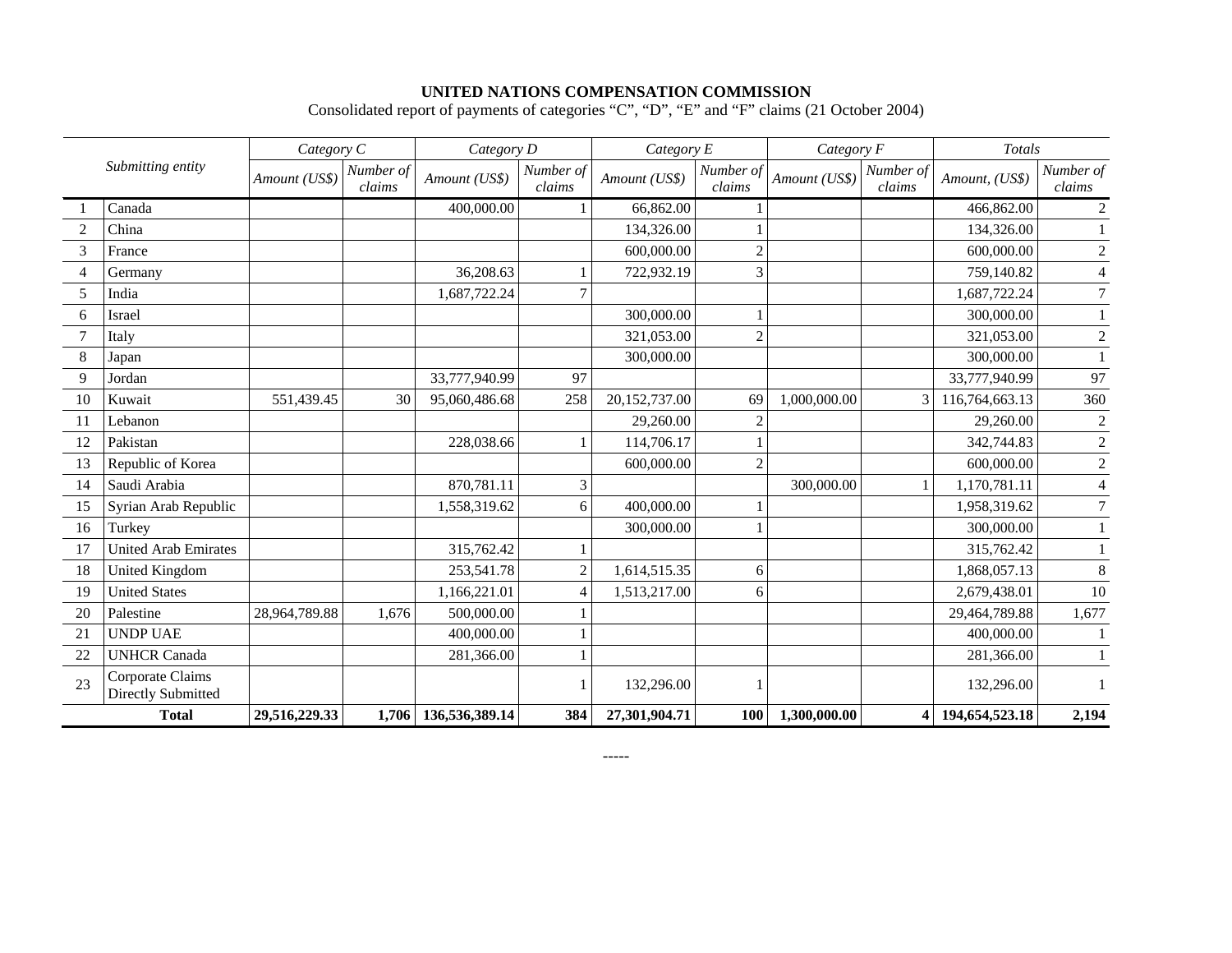**UNITED NATIONS COMPENSATION COMMISSION**

Consolidated report of payments of categories “C”, “D”, “E” and “F” claims (21 October 2004)

| | *Submitting entity* | *Category C* | | *Category D* | | *Category E* | | *Category F* | | *Totals* | |
|---|---|---|---|---|---|---|---|---|---|---|---|
| | | *Amount (US$)* | *Number of claims* | *Amount (US$)* | *Number of claims* | *Amount (US$)* | *Number of claims* | *Amount (US$)* | *Number of claims* | *Amount, (US$)* | *Number of claims* |
| 1 | Canada | | | 400,000.00 | 1 | 66,862.00 | 1 | | | 466,862.00 | 2 |
| 2 | China | | | | | 134,326.00 | 1 | | | 134,326.00 | 1 |
| 3 | France | | | | | 600,000.00 | 2 | | | 600,000.00 | 2 |
| 4 | Germany | | | 36,208.63 | 1 | 722,932.19 | 3 | | | 759,140.82 | 4 |
| 5 | India | | | 1,687,722.24 | 7 | | | | | 1,687,722.24 | 7 |
| 6 | Israel | | | | | 300,000.00 | 1 | | | 300,000.00 | 1 |
| 7 | Italy | | | | | 321,053.00 | 2 | | | 321,053.00 | 2 |
| 8 | Japan | | | | | 300,000.00 | | | | 300,000.00 | 1 |
| 9 | Jordan | | | 33,777,940.99 | 97 | | | | | 33,777,940.99 | 97 |
| 10 | Kuwait | 551,439.45 | 30 | 95,060,486.68 | 258 | 20,152,737.00 | 69 | 1,000,000.00 | 3 | 116,764,663.13 | 360 |
| 11 | Lebanon | | | | | 29,260.00 | 2 | | | 29,260.00 | 2 |
| 12 | Pakistan | | | 228,038.66 | 1 | 114,706.17 | 1 | | | 342,744.83 | 2 |
| 13 | Republic of Korea | | | | | 600,000.00 | 2 | | | 600,000.00 | 2 |
| 14 | Saudi Arabia | | | 870,781.11 | 3 | | | 300,000.00 | 1 | 1,170,781.11 | 4 |
| 15 | Syrian Arab Republic | | | 1,558,319.62 | 6 | 400,000.00 | 1 | | | 1,958,319.62 | 7 |
| 16 | Turkey | | | | | 300,000.00 | 1 | | | 300,000.00 | 1 |
| 17 | United Arab Emirates | | | 315,762.42 | 1 | | | | | 315,762.42 | 1 |
| 18 | United Kingdom | | | 253,541.78 | 2 | 1,614,515.35 | 6 | | | 1,868,057.13 | 8 |
| 19 | United States | | | 1,166,221.01 | 4 | 1,513,217.00 | 6 | | | 2,679,438.01 | 10 |
| 20 | Palestine | 28,964,789.88 | 1,676 | 500,000.00 | 1 | | | | | 29,464,789.88 | 1,677 |
| 21 | UNDP UAE | | | 400,000.00 | 1 | | | | | 400,000.00 | 1 |
| 22 | UNHCR Canada | | | 281,366.00 | 1 | | | | | 281,366.00 | 1 |
| 23 | Corporate Claims Directly Submitted | | | | 1 | 132,296.00 | 1 | | | 132,296.00 | 1 |
| **Total** | | **29,516,229.33** | **1,706** | **136,536,389.14** | **384** | **27,301,904.71** | **100** | **1,300,000.00** | **4** | **194,654,523.18** | **2,194** |

-----